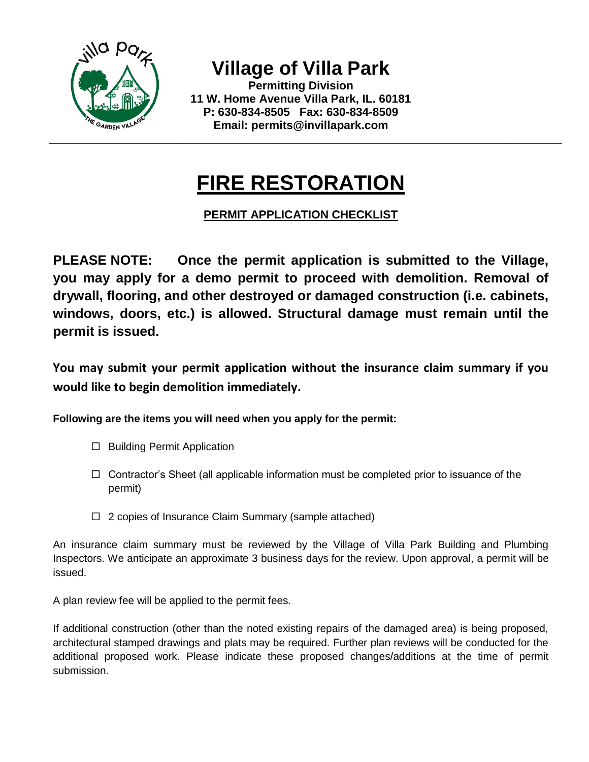# Village of Villa Park

**Permitting Division**
**11 W. Home Avenue Villa Park, IL. 60181**
**P: 630-834-8505 Fax: 630-834-8509**
**Email: permits@invillapark.com**

---

# FIRE RESTORATION

## PERMIT APPLICATION CHECKLIST

**PLEASE NOTE: Once the permit application is submitted to the Village, you may apply for a demo permit to proceed with demolition. Removal of drywall, flooring, and other destroyed or damaged construction (i.e. cabinets, windows, doors, etc.) is allowed. Structural damage must remain until the permit is issued.**

**You may submit your permit application without the insurance claim summary if you would like to begin demolition immediately.**

**Following are the items you will need when you apply for the permit:**

- ☐ Building Permit Application
- ☐ Contractor's Sheet (all applicable information must be completed prior to issuance of the permit)
- ☐ 2 copies of Insurance Claim Summary (sample attached)

An insurance claim summary must be reviewed by the Village of Villa Park Building and Plumbing Inspectors. We anticipate an approximate 3 business days for the review. Upon approval, a permit will be issued.

A plan review fee will be applied to the permit fees.

If additional construction (other than the noted existing repairs of the damaged area) is being proposed, architectural stamped drawings and plats may be required. Further plan reviews will be conducted for the additional proposed work. Please indicate these proposed changes/additions at the time of permit submission.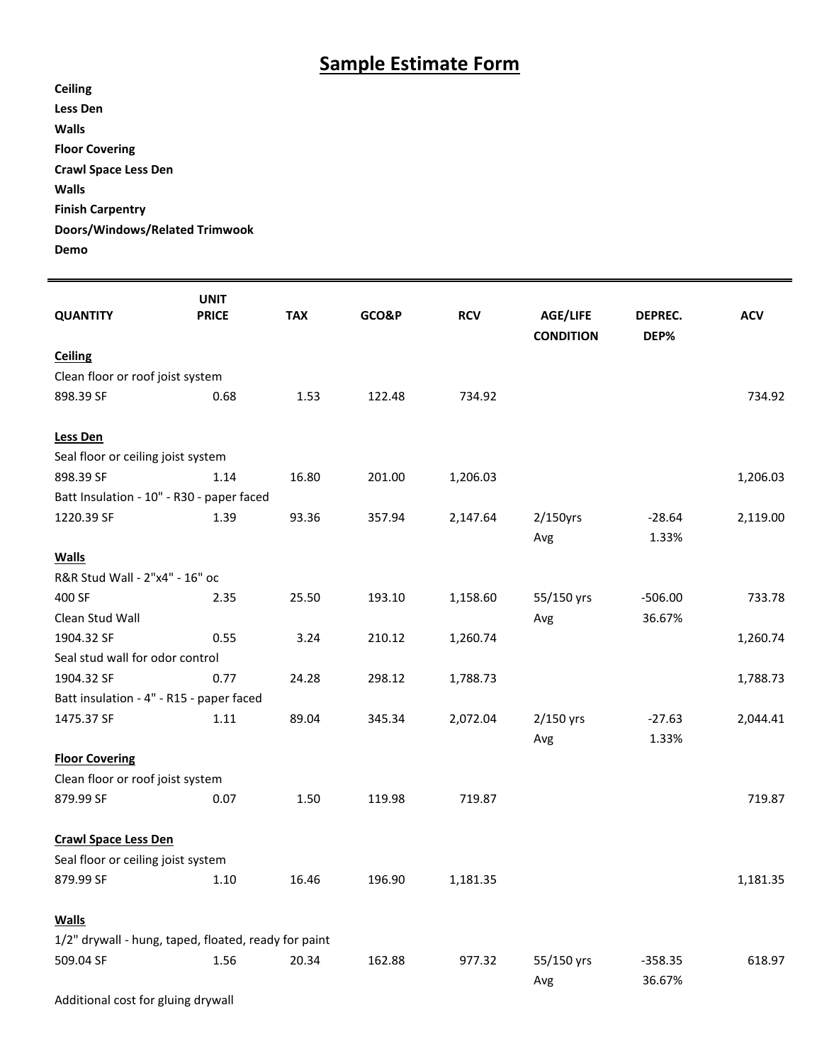# Sample Estimate Form

**Ceiling**
**Less Den**
**Walls**
**Floor Covering**
**Crawl Space Less Den**
**Walls**
**Finish Carpentry**
**Doors/Windows/Related Trimwook**
**Demo**

| QUANTITY | UNIT PRICE | TAX | GCO&P | RCV | AGE/LIFE CONDITION | DEPREC. DEP% | ACV |
|---|---|---|---|---|---|---|---|
| **Ceiling** | | | | | | | |
| Clean floor or roof joist system | | | | | | | |
| 898.39 SF | 0.68 | 1.53 | 122.48 | 734.92 | | | 734.92 |
| **Less Den** | | | | | | | |
| Seal floor or ceiling joist system | | | | | | | |
| 898.39 SF | 1.14 | 16.80 | 201.00 | 1,206.03 | | | 1,206.03 |
| Batt Insulation - 10" - R30 - paper faced | | | | | | | |
| 1220.39 SF | 1.39 | 93.36 | 357.94 | 2,147.64 | 2/150yrs Avg | -28.64 1.33% | 2,119.00 |
| **Walls** | | | | | | | |
| R&R Stud Wall - 2"x4" - 16" oc | | | | | | | |
| 400 SF | 2.35 | 25.50 | 193.10 | 1,158.60 | 55/150 yrs Avg | -506.00 36.67% | 733.78 |
| Clean Stud Wall | | | | | | | |
| 1904.32 SF | 0.55 | 3.24 | 210.12 | 1,260.74 | | | 1,260.74 |
| Seal stud wall for odor control | | | | | | | |
| 1904.32 SF | 0.77 | 24.28 | 298.12 | 1,788.73 | | | 1,788.73 |
| Batt insulation - 4" - R15 - paper faced | | | | | | | |
| 1475.37 SF | 1.11 | 89.04 | 345.34 | 2,072.04 | 2/150 yrs Avg | -27.63 1.33% | 2,044.41 |
| **Floor Covering** | | | | | | | |
| Clean floor or roof joist system | | | | | | | |
| 879.99 SF | 0.07 | 1.50 | 119.98 | 719.87 | | | 719.87 |
| **Crawl Space Less Den** | | | | | | | |
| Seal floor or ceiling joist system | | | | | | | |
| 879.99 SF | 1.10 | 16.46 | 196.90 | 1,181.35 | | | 1,181.35 |
| **Walls** | | | | | | | |
| 1/2" drywall - hung, taped, floated, ready for paint | | | | | | | |
| 509.04 SF | 1.56 | 20.34 | 162.88 | 977.32 | 55/150 yrs Avg | -358.35 36.67% | 618.97 |
| Additional cost for gluing drywall | | | | | | | |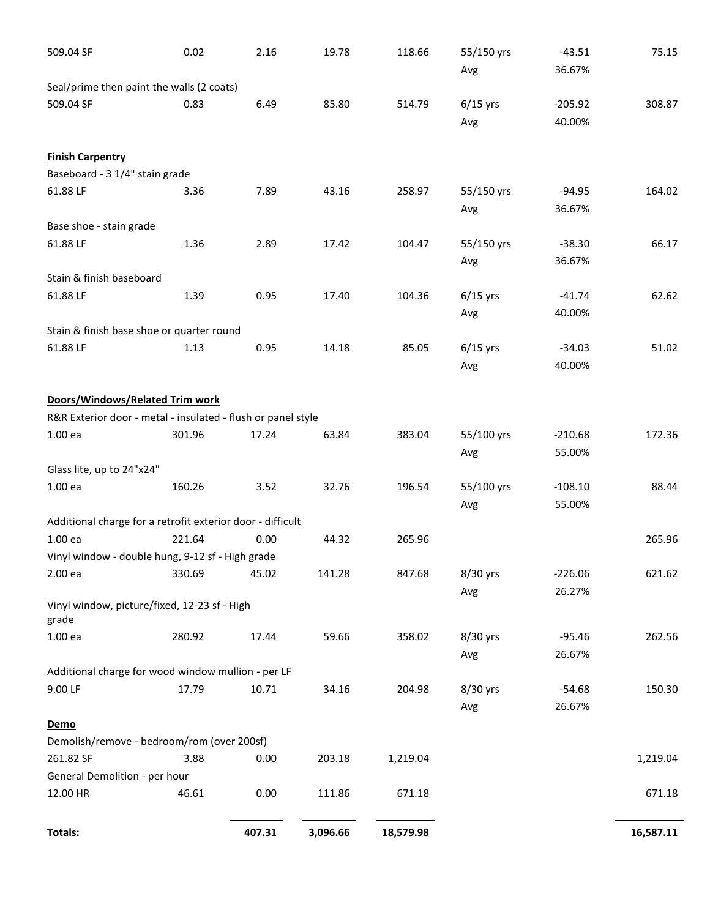| | | | | | | | |
|---|---|---|---|---|---|---|---|
| 509.04 SF | 0.02 | 2.16 | 19.78 | 118.66 | 55/150 yrs Avg | -43.51 36.67% | 75.15 |
| Seal/prime then paint the walls (2 coats) | | | | | | | |
| 509.04 SF | 0.83 | 6.49 | 85.80 | 514.79 | 6/15 yrs Avg | -205.92 40.00% | 308.87 |
| **Finish Carpentry** | | | | | | | |
| Baseboard - 3 1/4" stain grade | | | | | | | |
| 61.88 LF | 3.36 | 7.89 | 43.16 | 258.97 | 55/150 yrs Avg | -94.95 36.67% | 164.02 |
| Base shoe - stain grade | | | | | | | |
| 61.88 LF | 1.36 | 2.89 | 17.42 | 104.47 | 55/150 yrs Avg | -38.30 36.67% | 66.17 |
| Stain & finish baseboard | | | | | | | |
| 61.88 LF | 1.39 | 0.95 | 17.40 | 104.36 | 6/15 yrs Avg | -41.74 40.00% | 62.62 |
| Stain & finish base shoe or quarter round | | | | | | | |
| 61.88 LF | 1.13 | 0.95 | 14.18 | 85.05 | 6/15 yrs Avg | -34.03 40.00% | 51.02 |
| **Doors/Windows/Related Trim work** | | | | | | | |
| R&R Exterior door - metal - insulated - flush or panel style | | | | | | | |
| 1.00 ea | 301.96 | 17.24 | 63.84 | 383.04 | 55/100 yrs Avg | -210.68 55.00% | 172.36 |
| Glass lite, up to 24"x24" | | | | | | | |
| 1.00 ea | 160.26 | 3.52 | 32.76 | 196.54 | 55/100 yrs Avg | -108.10 55.00% | 88.44 |
| Additional charge for a retrofit exterior door - difficult | | | | | | | |
| 1.00 ea | 221.64 | 0.00 | 44.32 | 265.96 | | | 265.96 |
| Vinyl window - double hung, 9-12 sf - High grade | | | | | | | |
| 2.00 ea | 330.69 | 45.02 | 141.28 | 847.68 | 8/30 yrs Avg | -226.06 26.27% | 621.62 |
| Vinyl window, picture/fixed, 12-23 sf - High grade | | | | | | | |
| 1.00 ea | 280.92 | 17.44 | 59.66 | 358.02 | 8/30 yrs Avg | -95.46 26.67% | 262.56 |
| Additional charge for wood window mullion - per LF | | | | | | | |
| 9.00 LF | 17.79 | 10.71 | 34.16 | 204.98 | 8/30 yrs Avg | -54.68 26.67% | 150.30 |
| **Demo** | | | | | | | |
| Demolish/remove - bedroom/rom (over 200sf) | | | | | | | |
| 261.82 SF | 3.88 | 0.00 | 203.18 | 1,219.04 | | | 1,219.04 |
| General Demolition - per hour | | | | | | | |
| 12.00 HR | 46.61 | 0.00 | 111.86 | 671.18 | | | 671.18 |
| **Totals:** | | **407.31** | **3,096.66** | **18,579.98** | | | **16,587.11** |